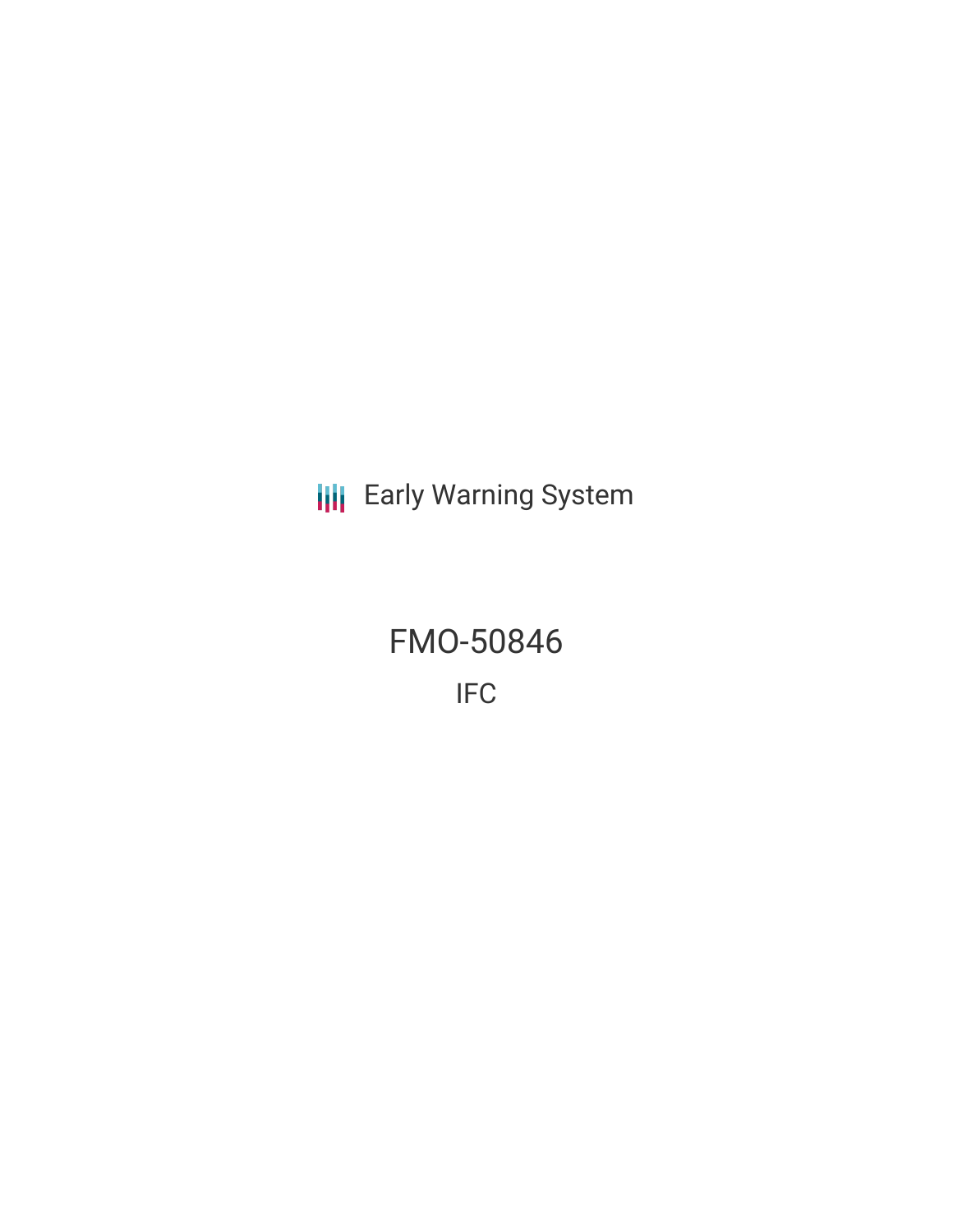Early Warning System

# FMO-50846

IFC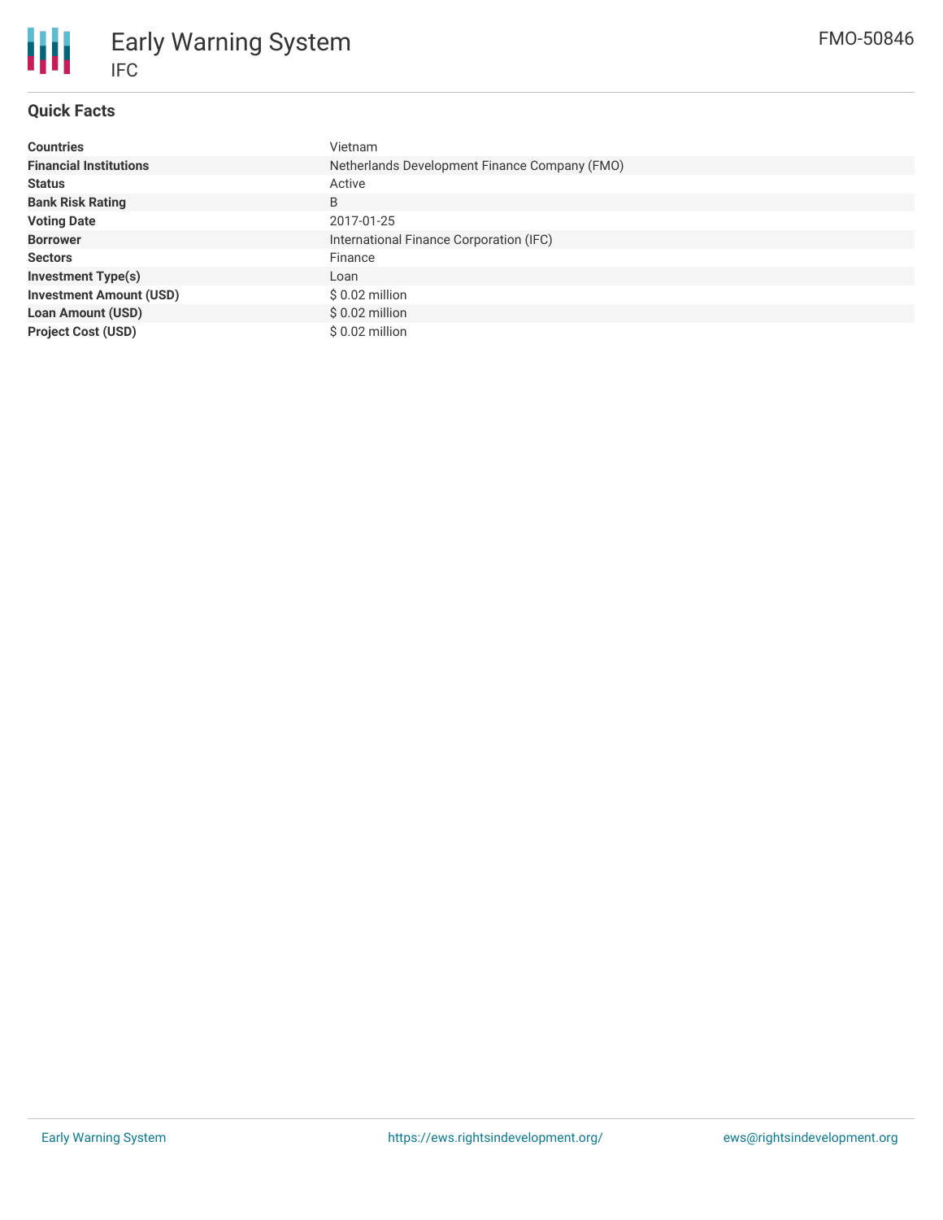# Early Warning System

IFC

FMO-50846

## Quick Facts

| | |
|---|---|
| **Countries** | Vietnam |
| **Financial Institutions** | Netherlands Development Finance Company (FMO) |
| **Status** | Active |
| **Bank Risk Rating** | B |
| **Voting Date** | 2017-01-25 |
| **Borrower** | International Finance Corporation (IFC) |
| **Sectors** | Finance |
| **Investment Type(s)** | Loan |
| **Investment Amount (USD)** | $ 0.02 million |
| **Loan Amount (USD)** | $ 0.02 million |
| **Project Cost (USD)** | $ 0.02 million |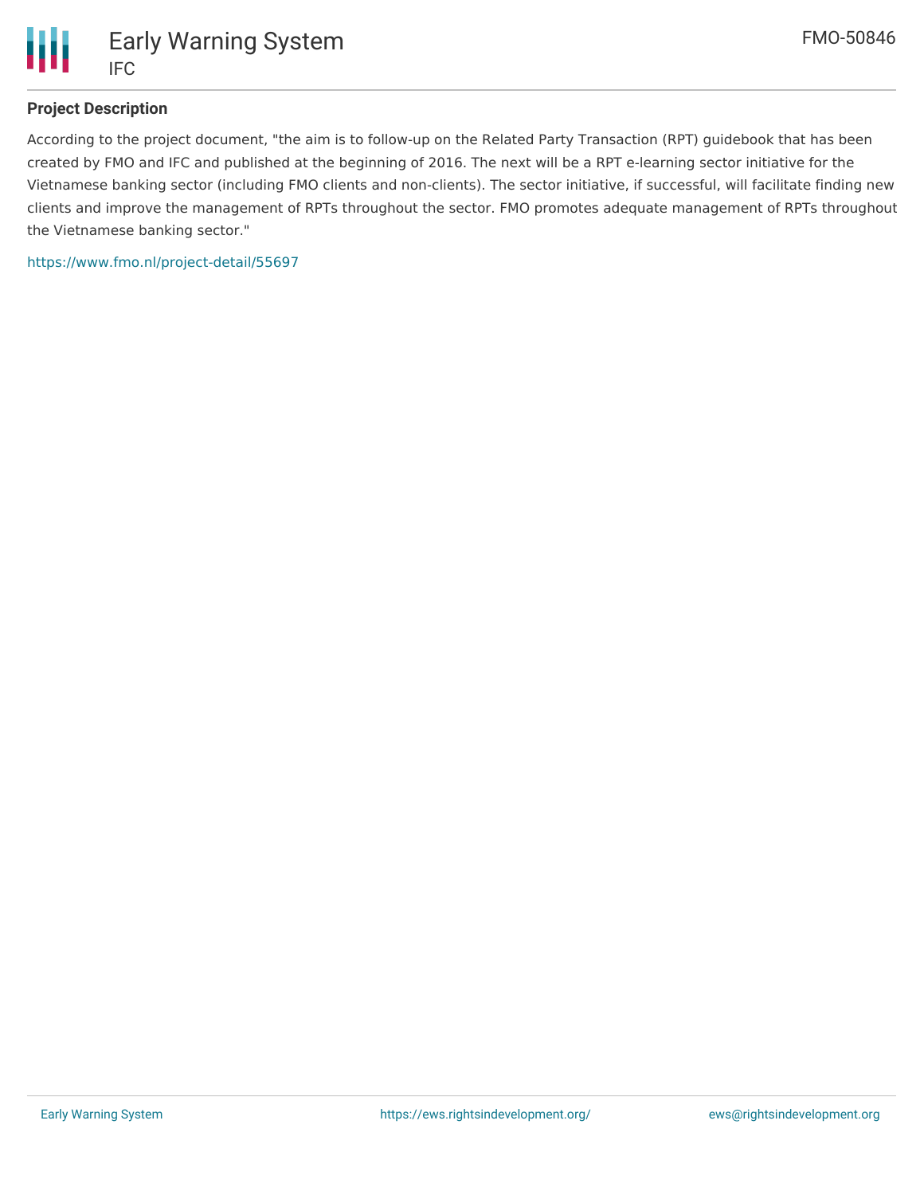### Project Description

According to the project document, "the aim is to follow-up on the Related Party Transaction (RPT) guidebook that has been created by FMO and IFC and published at the beginning of 2016. The next will be a RPT e-learning sector initiative for the Vietnamese banking sector (including FMO clients and non-clients). The sector initiative, if successful, will facilitate finding new clients and improve the management of RPTs throughout the sector. FMO promotes adequate management of RPTs throughout the Vietnamese banking sector."

https://www.fmo.nl/project-detail/55697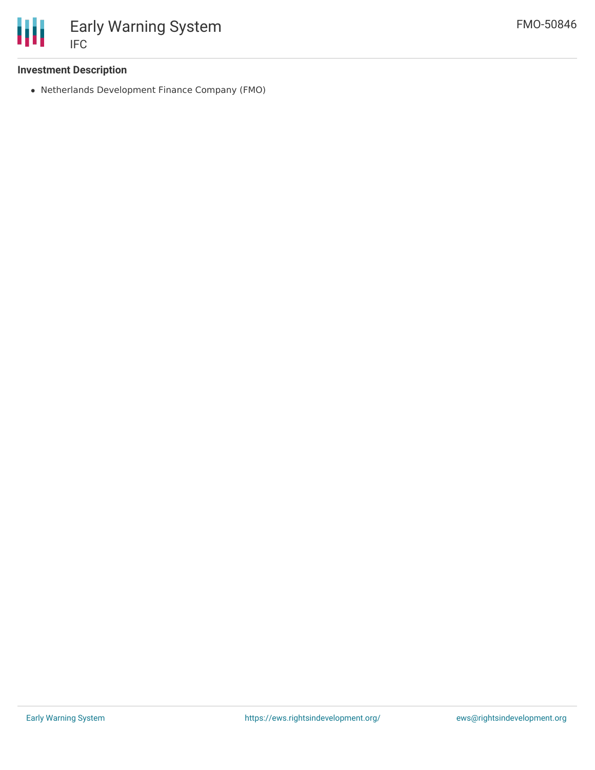**Investment Description**

- Netherlands Development Finance Company (FMO)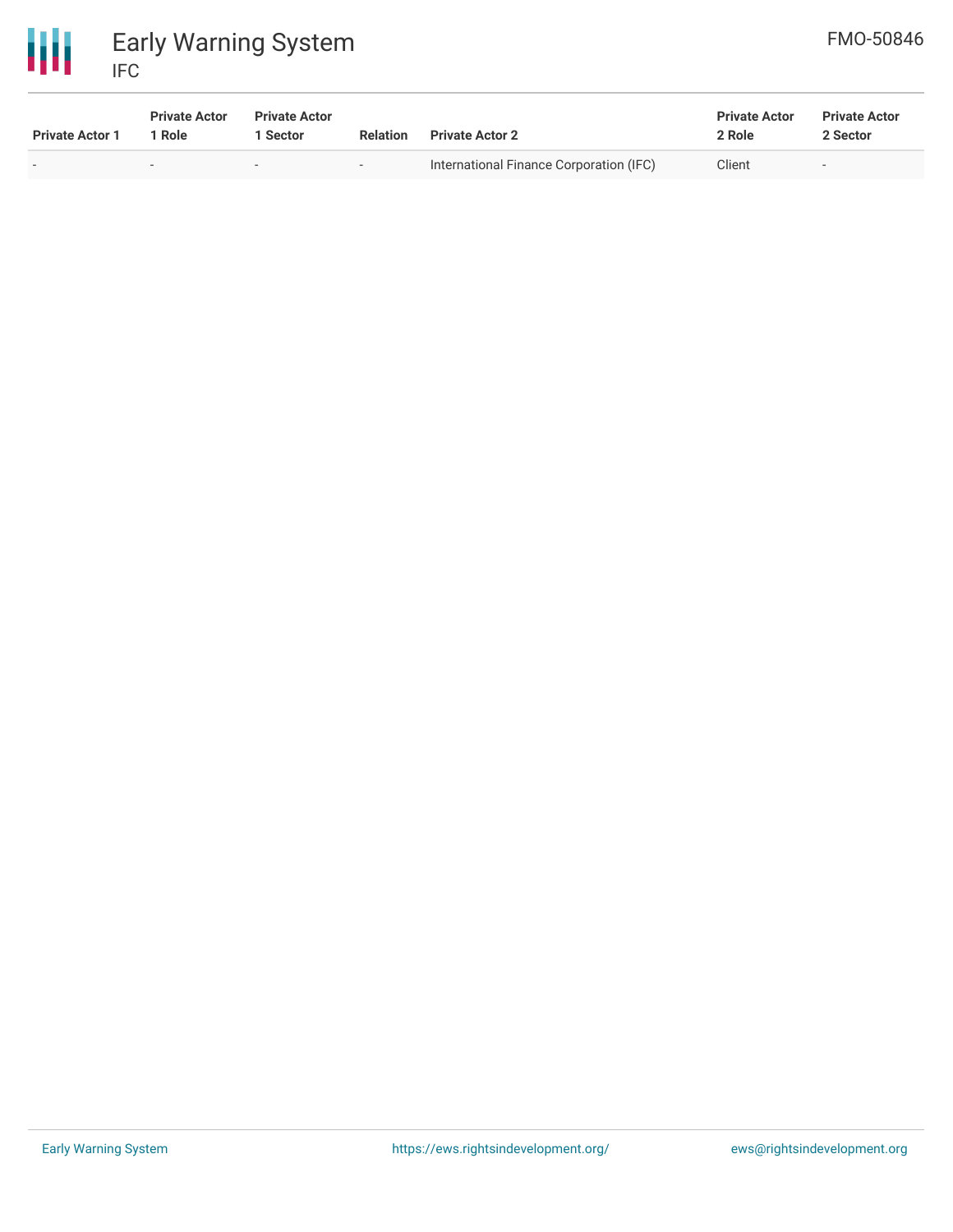| Private Actor 1 | Private Actor 1 Role | Private Actor 1 Sector | Relation | Private Actor 2 | Private Actor 2 Role | Private Actor 2 Sector |
|---|---|---|---|---|---|---|
| - | - | - | - | International Finance Corporation (IFC) | Client | - |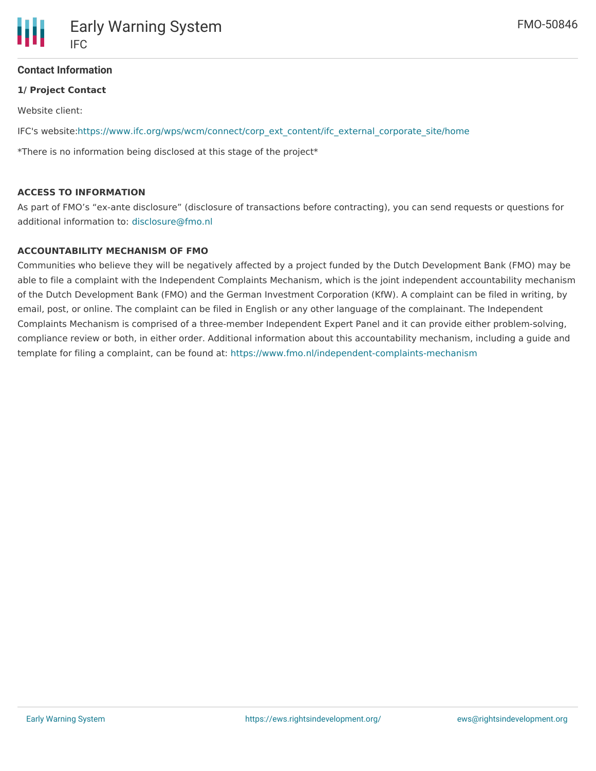## Contact Information

**1/ Project Contact**

Website client:

IFC's website:https://www.ifc.org/wps/wcm/connect/corp_ext_content/ifc_external_corporate_site/home

*There is no information being disclosed at this stage of the project*

**ACCESS TO INFORMATION**

As part of FMO's "ex-ante disclosure" (disclosure of transactions before contracting), you can send requests or questions for additional information to: disclosure@fmo.nl

**ACCOUNTABILITY MECHANISM OF FMO**

Communities who believe they will be negatively affected by a project funded by the Dutch Development Bank (FMO) may be able to file a complaint with the Independent Complaints Mechanism, which is the joint independent accountability mechanism of the Dutch Development Bank (FMO) and the German Investment Corporation (KfW). A complaint can be filed in writing, by email, post, or online. The complaint can be filed in English or any other language of the complainant. The Independent Complaints Mechanism is comprised of a three-member Independent Expert Panel and it can provide either problem-solving, compliance review or both, in either order. Additional information about this accountability mechanism, including a guide and template for filing a complaint, can be found at: https://www.fmo.nl/independent-complaints-mechanism